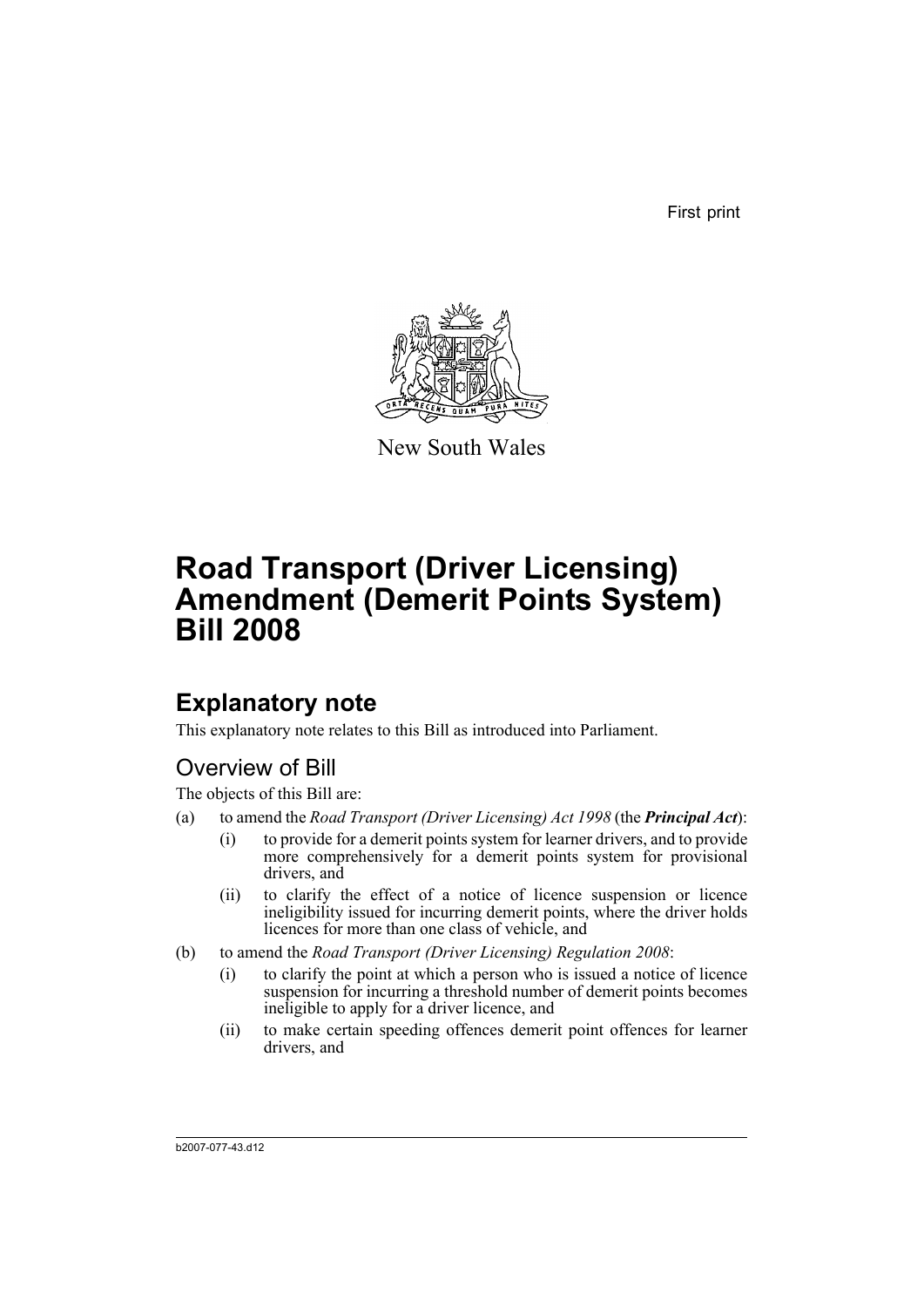First print

New South Wales

# Road Transport (Driver Licensing) Amendment (Demerit Points System) Bill 2008

## Explanatory note

This explanatory note relates to this Bill as introduced into Parliament.

### Overview of Bill

The objects of this Bill are:

(a) to amend the *Road Transport (Driver Licensing) Act 1998* (the ***Principal Act***):

   (i) to provide for a demerit points system for learner drivers, and to provide more comprehensively for a demerit points system for provisional drivers, and

   (ii) to clarify the effect of a notice of licence suspension or licence ineligibility issued for incurring demerit points, where the driver holds licences for more than one class of vehicle, and

(b) to amend the *Road Transport (Driver Licensing) Regulation 2008*:

   (i) to clarify the point at which a person who is issued a notice of licence suspension for incurring a threshold number of demerit points becomes ineligible to apply for a driver licence, and

   (ii) to make certain speeding offences demerit point offences for learner drivers, and

b2007-077-43.d12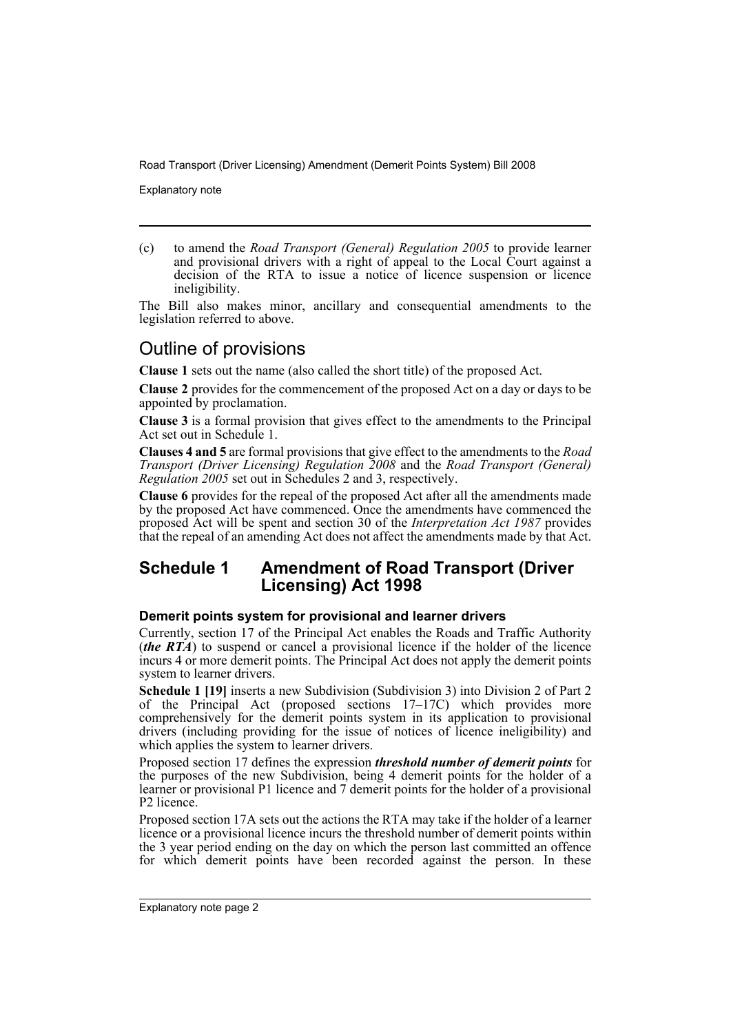(c) to amend the *Road Transport (General) Regulation 2005* to provide learner and provisional drivers with a right of appeal to the Local Court against a decision of the RTA to issue a notice of licence suspension or licence ineligibility.

The Bill also makes minor, ancillary and consequential amendments to the legislation referred to above.

# Outline of provisions

**Clause 1** sets out the name (also called the short title) of the proposed Act.

**Clause 2** provides for the commencement of the proposed Act on a day or days to be appointed by proclamation.

**Clause 3** is a formal provision that gives effect to the amendments to the Principal Act set out in Schedule 1.

**Clauses 4 and 5** are formal provisions that give effect to the amendments to the *Road Transport (Driver Licensing) Regulation 2008* and the *Road Transport (General) Regulation 2005* set out in Schedules 2 and 3, respectively.

**Clause 6** provides for the repeal of the proposed Act after all the amendments made by the proposed Act have commenced. Once the amendments have commenced the proposed Act will be spent and section 30 of the *Interpretation Act 1987* provides that the repeal of an amending Act does not affect the amendments made by that Act.

## Schedule 1 Amendment of Road Transport (Driver Licensing) Act 1998

### Demerit points system for provisional and learner drivers

Currently, section 17 of the Principal Act enables the Roads and Traffic Authority (***the RTA***) to suspend or cancel a provisional licence if the holder of the licence incurs 4 or more demerit points. The Principal Act does not apply the demerit points system to learner drivers.

**Schedule 1 [19]** inserts a new Subdivision (Subdivision 3) into Division 2 of Part 2 of the Principal Act (proposed sections 17–17C) which provides more comprehensively for the demerit points system in its application to provisional drivers (including providing for the issue of notices of licence ineligibility) and which applies the system to learner drivers.

Proposed section 17 defines the expression ***threshold number of demerit points*** for the purposes of the new Subdivision, being 4 demerit points for the holder of a learner or provisional P1 licence and 7 demerit points for the holder of a provisional P2 licence.

Proposed section 17A sets out the actions the RTA may take if the holder of a learner licence or a provisional licence incurs the threshold number of demerit points within the 3 year period ending on the day on which the person last committed an offence for which demerit points have been recorded against the person. In these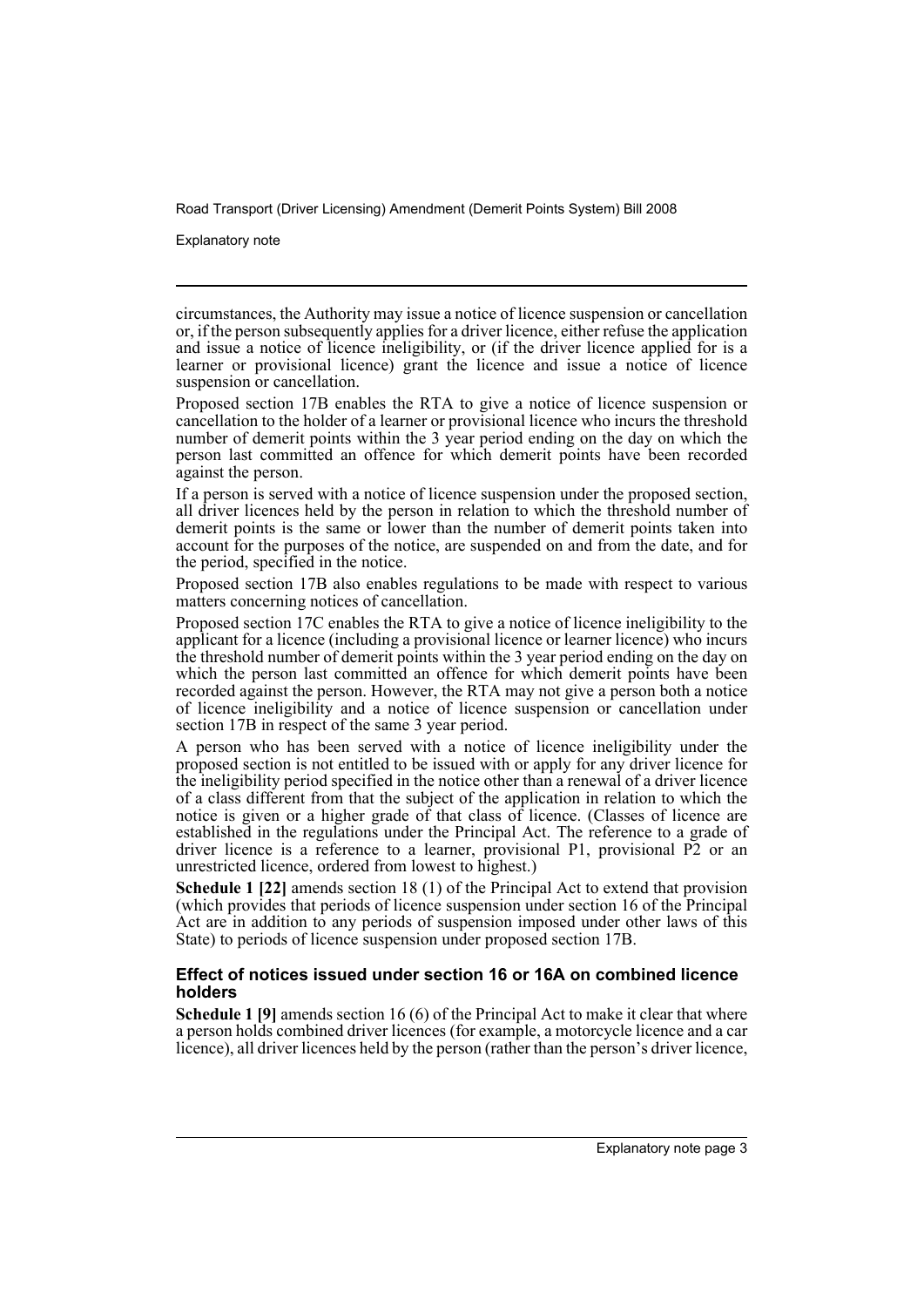circumstances, the Authority may issue a notice of licence suspension or cancellation or, if the person subsequently applies for a driver licence, either refuse the application and issue a notice of licence ineligibility, or (if the driver licence applied for is a learner or provisional licence) grant the licence and issue a notice of licence suspension or cancellation.

Proposed section 17B enables the RTA to give a notice of licence suspension or cancellation to the holder of a learner or provisional licence who incurs the threshold number of demerit points within the 3 year period ending on the day on which the person last committed an offence for which demerit points have been recorded against the person.

If a person is served with a notice of licence suspension under the proposed section, all driver licences held by the person in relation to which the threshold number of demerit points is the same or lower than the number of demerit points taken into account for the purposes of the notice, are suspended on and from the date, and for the period, specified in the notice.

Proposed section 17B also enables regulations to be made with respect to various matters concerning notices of cancellation.

Proposed section 17C enables the RTA to give a notice of licence ineligibility to the applicant for a licence (including a provisional licence or learner licence) who incurs the threshold number of demerit points within the 3 year period ending on the day on which the person last committed an offence for which demerit points have been recorded against the person. However, the RTA may not give a person both a notice of licence ineligibility and a notice of licence suspension or cancellation under section 17B in respect of the same 3 year period.

A person who has been served with a notice of licence ineligibility under the proposed section is not entitled to be issued with or apply for any driver licence for the ineligibility period specified in the notice other than a renewal of a driver licence of a class different from that the subject of the application in relation to which the notice is given or a higher grade of that class of licence. (Classes of licence are established in the regulations under the Principal Act. The reference to a grade of driver licence is a reference to a learner, provisional P1, provisional P2 or an unrestricted licence, ordered from lowest to highest.)

**Schedule 1 [22]** amends section 18 (1) of the Principal Act to extend that provision (which provides that periods of licence suspension under section 16 of the Principal Act are in addition to any periods of suspension imposed under other laws of this State) to periods of licence suspension under proposed section 17B.

#### Effect of notices issued under section 16 or 16A on combined licence holders

**Schedule 1 [9]** amends section 16 (6) of the Principal Act to make it clear that where a person holds combined driver licences (for example, a motorcycle licence and a car licence), all driver licences held by the person (rather than the person's driver licence,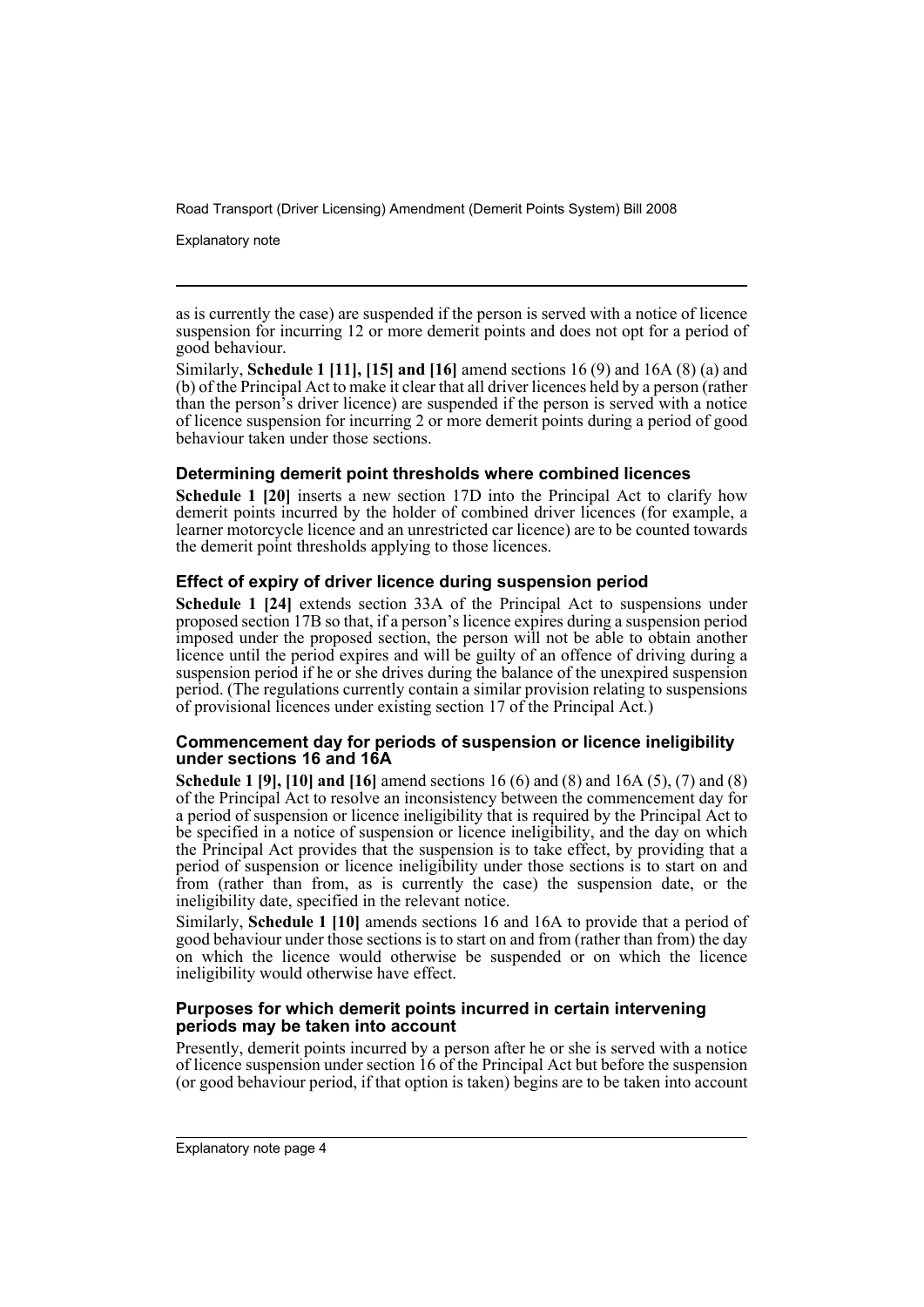as is currently the case) are suspended if the person is served with a notice of licence suspension for incurring 12 or more demerit points and does not opt for a period of good behaviour.

Similarly, **Schedule 1 [11], [15] and [16]** amend sections 16 (9) and 16A (8) (a) and (b) of the Principal Act to make it clear that all driver licences held by a person (rather than the person's driver licence) are suspended if the person is served with a notice of licence suspension for incurring 2 or more demerit points during a period of good behaviour taken under those sections.

### Determining demerit point thresholds where combined licences

**Schedule 1 [20]** inserts a new section 17D into the Principal Act to clarify how demerit points incurred by the holder of combined driver licences (for example, a learner motorcycle licence and an unrestricted car licence) are to be counted towards the demerit point thresholds applying to those licences.

### Effect of expiry of driver licence during suspension period

**Schedule 1 [24]** extends section 33A of the Principal Act to suspensions under proposed section 17B so that, if a person's licence expires during a suspension period imposed under the proposed section, the person will not be able to obtain another licence until the period expires and will be guilty of an offence of driving during a suspension period if he or she drives during the balance of the unexpired suspension period. (The regulations currently contain a similar provision relating to suspensions of provisional licences under existing section 17 of the Principal Act.)

### Commencement day for periods of suspension or licence ineligibility under sections 16 and 16A

**Schedule 1 [9], [10] and [16]** amend sections 16 (6) and (8) and 16A (5), (7) and (8) of the Principal Act to resolve an inconsistency between the commencement day for a period of suspension or licence ineligibility that is required by the Principal Act to be specified in a notice of suspension or licence ineligibility, and the day on which the Principal Act provides that the suspension is to take effect, by providing that a period of suspension or licence ineligibility under those sections is to start on and from (rather than from, as is currently the case) the suspension date, or the ineligibility date, specified in the relevant notice.

Similarly, **Schedule 1 [10]** amends sections 16 and 16A to provide that a period of good behaviour under those sections is to start on and from (rather than from) the day on which the licence would otherwise be suspended or on which the licence ineligibility would otherwise have effect.

### Purposes for which demerit points incurred in certain intervening periods may be taken into account

Presently, demerit points incurred by a person after he or she is served with a notice of licence suspension under section 16 of the Principal Act but before the suspension (or good behaviour period, if that option is taken) begins are to be taken into account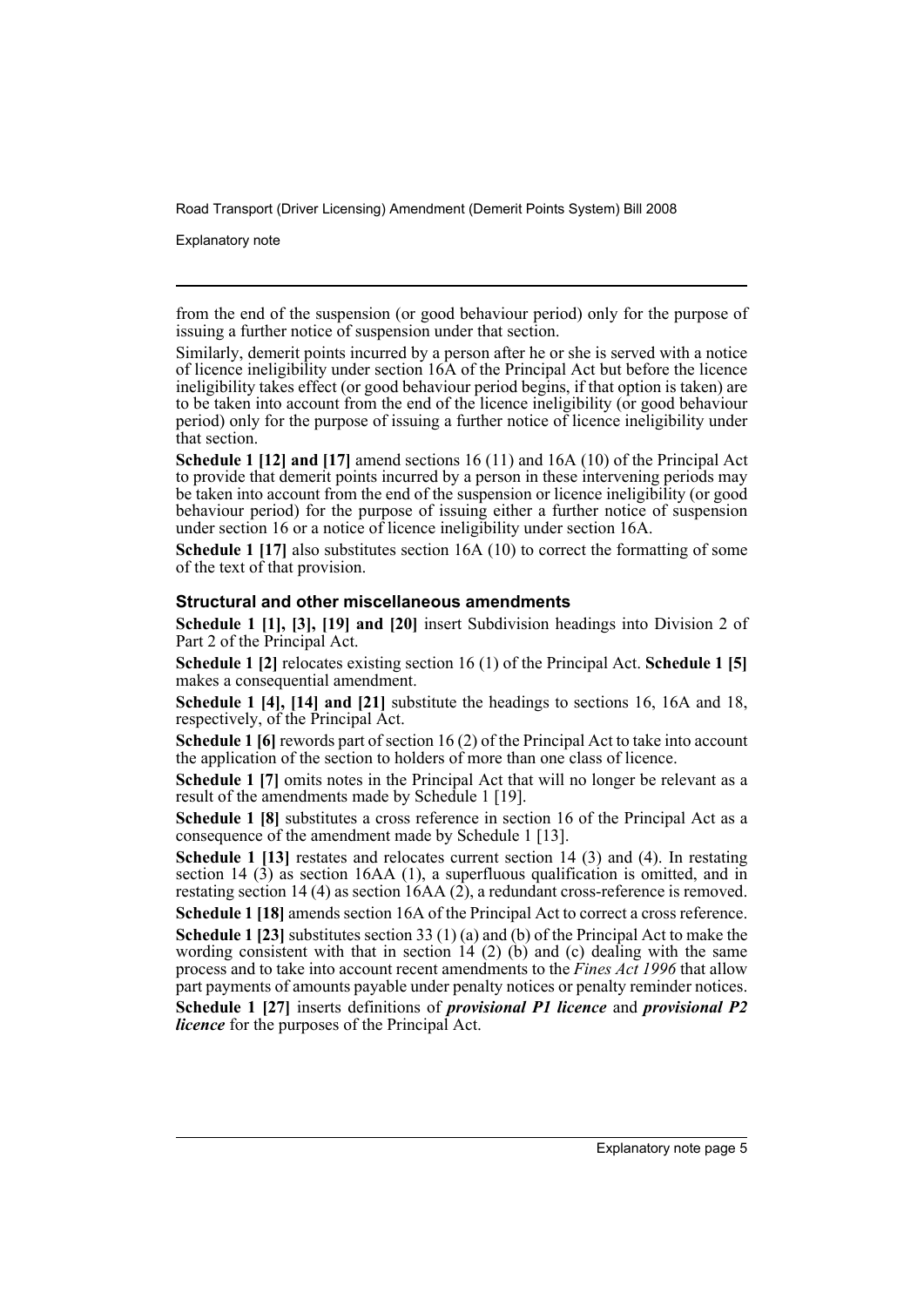from the end of the suspension (or good behaviour period) only for the purpose of issuing a further notice of suspension under that section.

Similarly, demerit points incurred by a person after he or she is served with a notice of licence ineligibility under section 16A of the Principal Act but before the licence ineligibility takes effect (or good behaviour period begins, if that option is taken) are to be taken into account from the end of the licence ineligibility (or good behaviour period) only for the purpose of issuing a further notice of licence ineligibility under that section.

**Schedule 1 [12] and [17]** amend sections 16 (11) and 16A (10) of the Principal Act to provide that demerit points incurred by a person in these intervening periods may be taken into account from the end of the suspension or licence ineligibility (or good behaviour period) for the purpose of issuing either a further notice of suspension under section 16 or a notice of licence ineligibility under section 16A.

**Schedule 1 [17]** also substitutes section 16A (10) to correct the formatting of some of the text of that provision.

### Structural and other miscellaneous amendments

**Schedule 1 [1], [3], [19] and [20]** insert Subdivision headings into Division 2 of Part 2 of the Principal Act.

**Schedule 1 [2]** relocates existing section 16 (1) of the Principal Act. **Schedule 1 [5]** makes a consequential amendment.

**Schedule 1 [4], [14] and [21]** substitute the headings to sections 16, 16A and 18, respectively, of the Principal Act.

**Schedule 1 [6]** rewords part of section 16 (2) of the Principal Act to take into account the application of the section to holders of more than one class of licence.

**Schedule 1 [7]** omits notes in the Principal Act that will no longer be relevant as a result of the amendments made by Schedule 1 [19].

**Schedule 1 [8]** substitutes a cross reference in section 16 of the Principal Act as a consequence of the amendment made by Schedule 1 [13].

**Schedule 1 [13]** restates and relocates current section 14 (3) and (4). In restating section 14 (3) as section 16AA (1), a superfluous qualification is omitted, and in restating section 14 (4) as section 16AA (2), a redundant cross-reference is removed.

**Schedule 1 [18]** amends section 16A of the Principal Act to correct a cross reference.

**Schedule 1 [23]** substitutes section 33 (1) (a) and (b) of the Principal Act to make the wording consistent with that in section 14 (2) (b) and (c) dealing with the same process and to take into account recent amendments to the *Fines Act 1996* that allow part payments of amounts payable under penalty notices or penalty reminder notices.

**Schedule 1 [27]** inserts definitions of ***provisional P1 licence*** and ***provisional P2 licence*** for the purposes of the Principal Act.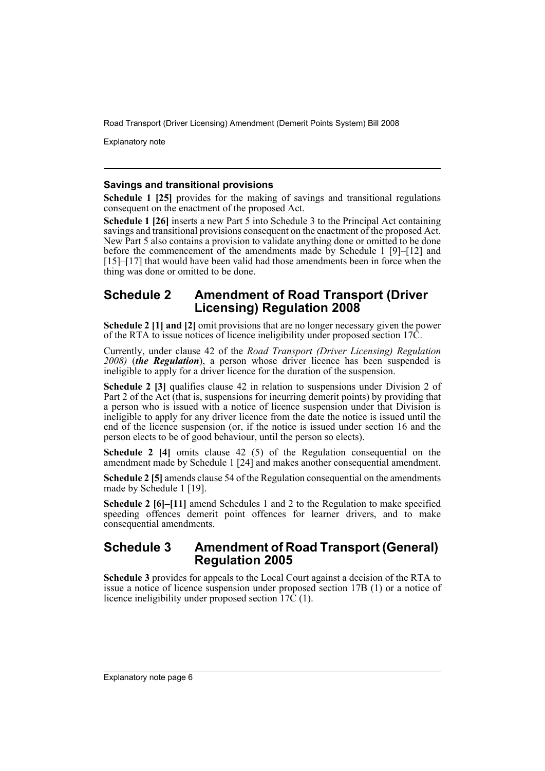### Savings and transitional provisions

**Schedule 1 [25]** provides for the making of savings and transitional regulations consequent on the enactment of the proposed Act.

**Schedule 1 [26]** inserts a new Part 5 into Schedule 3 to the Principal Act containing savings and transitional provisions consequent on the enactment of the proposed Act. New Part 5 also contains a provision to validate anything done or omitted to be done before the commencement of the amendments made by Schedule 1 [9]–[12] and [15]–[17] that would have been valid had those amendments been in force when the thing was done or omitted to be done.

## Schedule 2 Amendment of Road Transport (Driver Licensing) Regulation 2008

**Schedule 2 [1] and [2]** omit provisions that are no longer necessary given the power of the RTA to issue notices of licence ineligibility under proposed section 17C.

Currently, under clause 42 of the *Road Transport (Driver Licensing) Regulation 2008)* (***the Regulation***), a person whose driver licence has been suspended is ineligible to apply for a driver licence for the duration of the suspension.

**Schedule 2 [3]** qualifies clause 42 in relation to suspensions under Division 2 of Part 2 of the Act (that is, suspensions for incurring demerit points) by providing that a person who is issued with a notice of licence suspension under that Division is ineligible to apply for any driver licence from the date the notice is issued until the end of the licence suspension (or, if the notice is issued under section 16 and the person elects to be of good behaviour, until the person so elects).

**Schedule 2 [4]** omits clause 42 (5) of the Regulation consequential on the amendment made by Schedule 1 [24] and makes another consequential amendment.

**Schedule 2 [5]** amends clause 54 of the Regulation consequential on the amendments made by Schedule 1 [19].

**Schedule 2 [6]–[11]** amend Schedules 1 and 2 to the Regulation to make specified speeding offences demerit point offences for learner drivers, and to make consequential amendments.

## Schedule 3 Amendment of Road Transport (General) Regulation 2005

**Schedule 3** provides for appeals to the Local Court against a decision of the RTA to issue a notice of licence suspension under proposed section 17B (1) or a notice of licence ineligibility under proposed section 17C (1).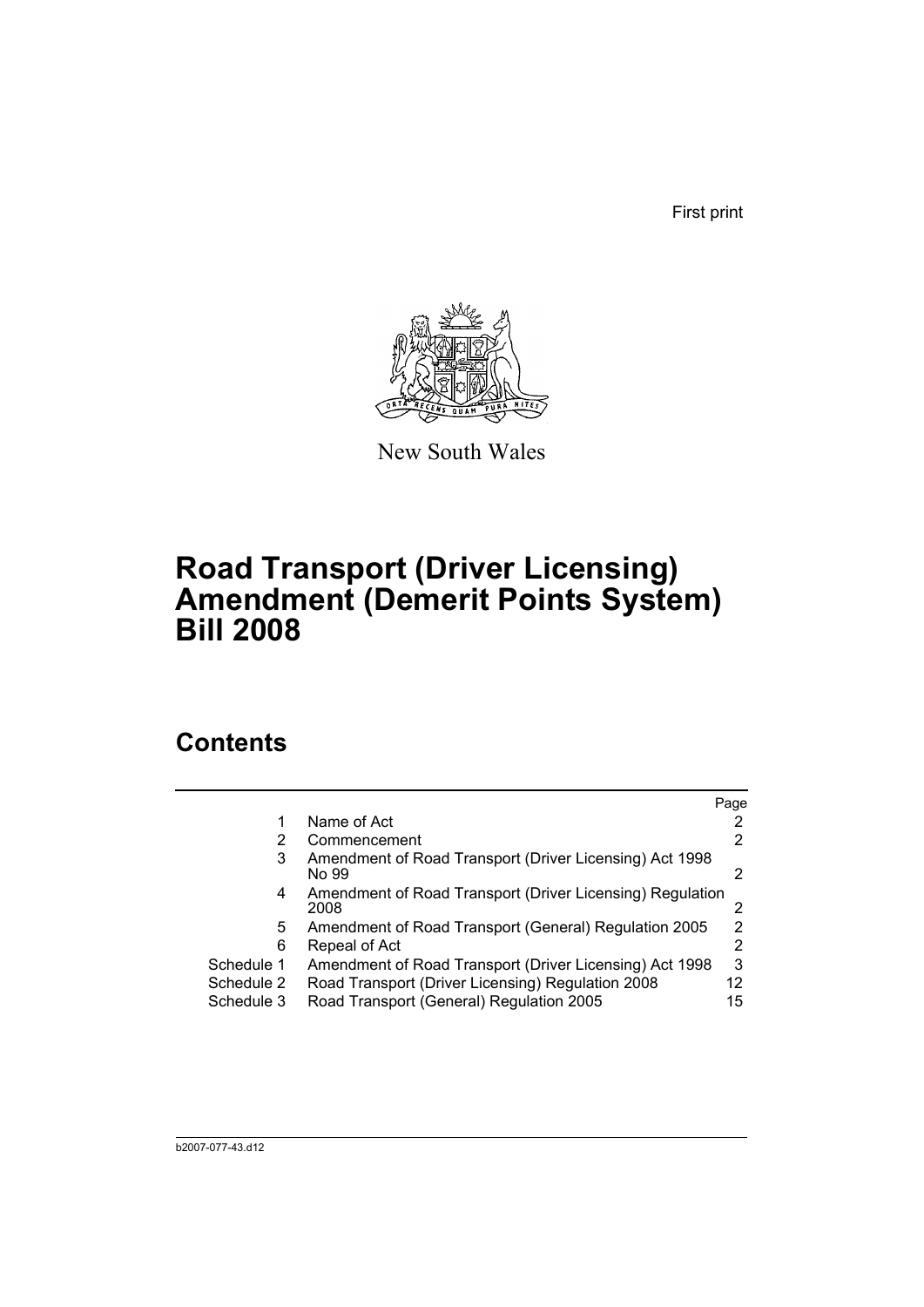First print

New South Wales

# Road Transport (Driver Licensing) Amendment (Demerit Points System) Bill 2008

## Contents

| | | Page |
|---|---|---|
| 1 | Name of Act | 2 |
| 2 | Commencement | 2 |
| 3 | Amendment of Road Transport (Driver Licensing) Act 1998 No 99 | 2 |
| 4 | Amendment of Road Transport (Driver Licensing) Regulation 2008 | 2 |
| 5 | Amendment of Road Transport (General) Regulation 2005 | 2 |
| 6 | Repeal of Act | 2 |
| Schedule 1 | Amendment of Road Transport (Driver Licensing) Act 1998 | 3 |
| Schedule 2 | Road Transport (Driver Licensing) Regulation 2008 | 12 |
| Schedule 3 | Road Transport (General) Regulation 2005 | 15 |

b2007-077-43.d12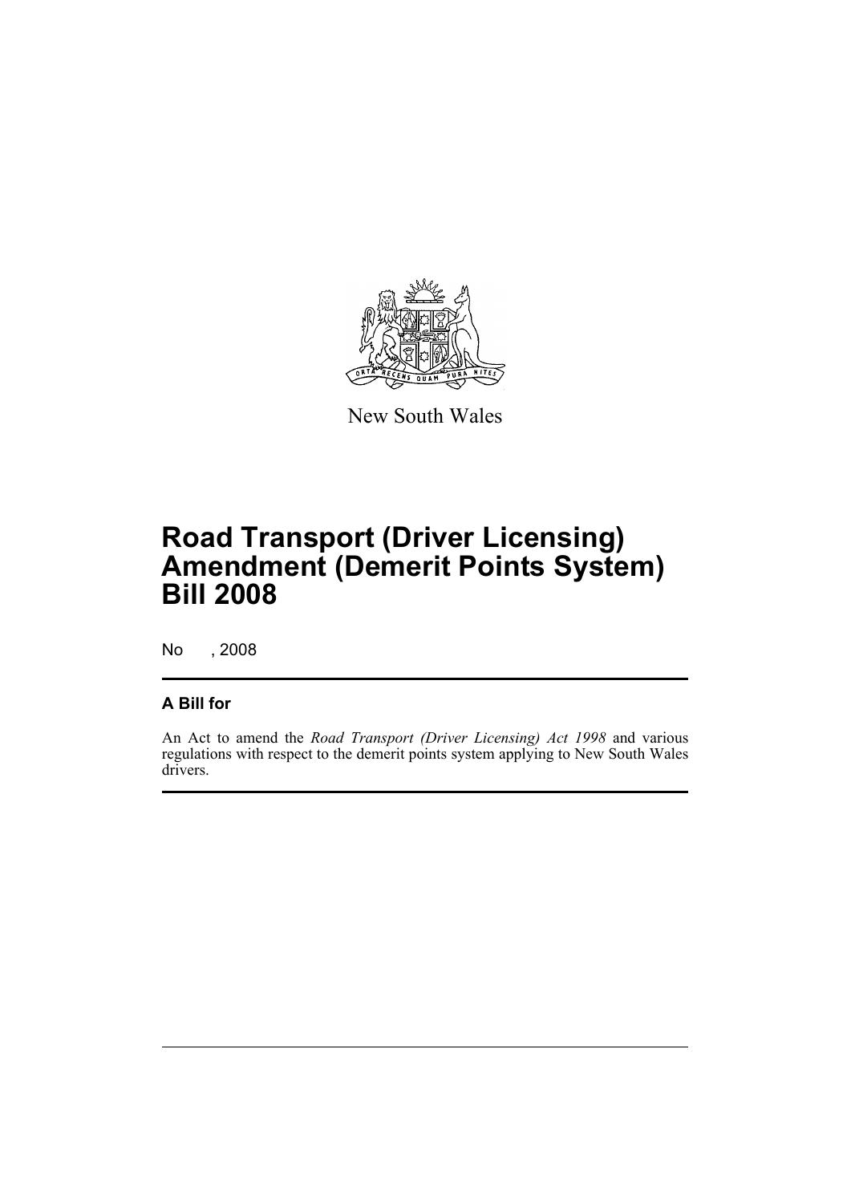New South Wales

# Road Transport (Driver Licensing) Amendment (Demerit Points System) Bill 2008

No , 2008

## A Bill for

An Act to amend the *Road Transport (Driver Licensing) Act 1998* and various regulations with respect to the demerit points system applying to New South Wales drivers.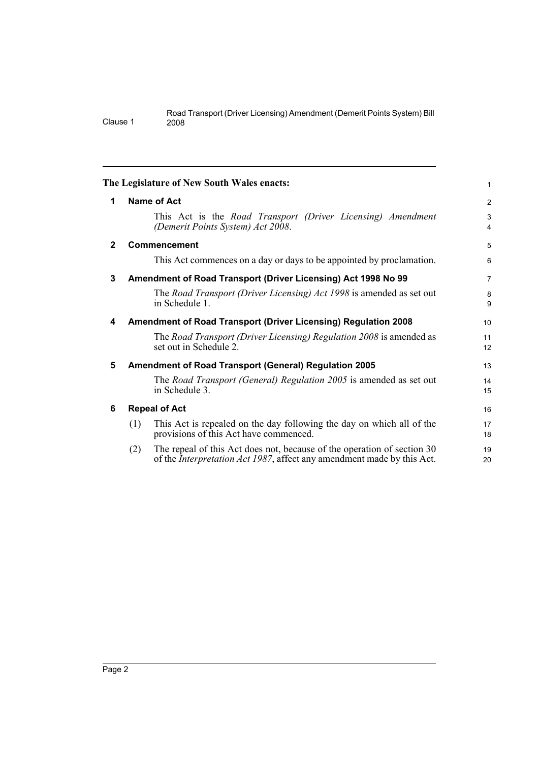The Legislature of New South Wales enacts:

## 1 Name of Act

This Act is the *Road Transport (Driver Licensing) Amendment (Demerit Points System) Act 2008*.

## 2 Commencement

This Act commences on a day or days to be appointed by proclamation.

## 3 Amendment of Road Transport (Driver Licensing) Act 1998 No 99

The *Road Transport (Driver Licensing) Act 1998* is amended as set out in Schedule 1.

## 4 Amendment of Road Transport (Driver Licensing) Regulation 2008

The *Road Transport (Driver Licensing) Regulation 2008* is amended as set out in Schedule 2.

## 5 Amendment of Road Transport (General) Regulation 2005

The *Road Transport (General) Regulation 2005* is amended as set out in Schedule 3.

## 6 Repeal of Act

(1) This Act is repealed on the day following the day on which all of the provisions of this Act have commenced.

(2) The repeal of this Act does not, because of the operation of section 30 of the *Interpretation Act 1987*, affect any amendment made by this Act.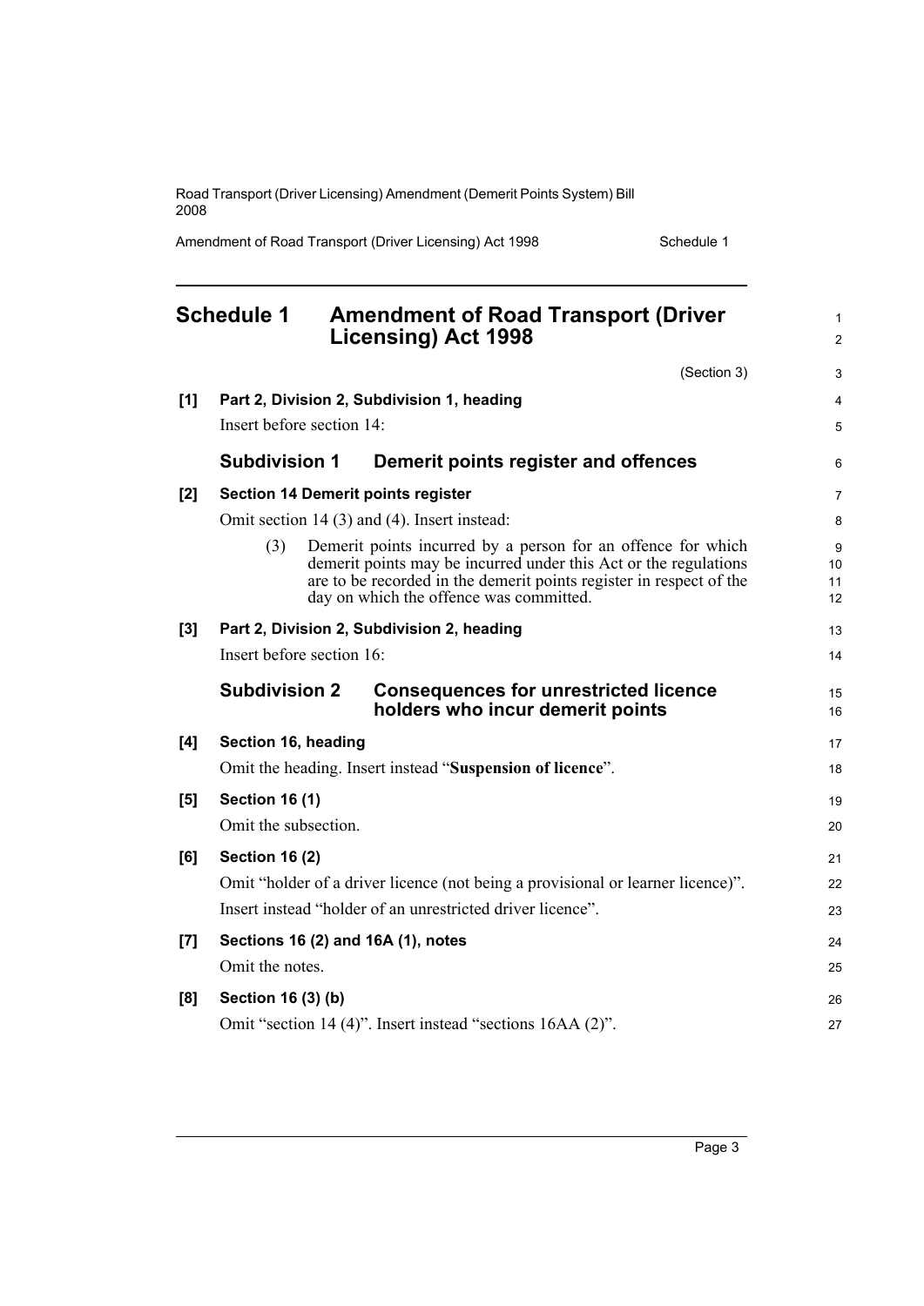# Schedule 1 Amendment of Road Transport (Driver Licensing) Act 1998

(Section 3)

**[1] Part 2, Division 2, Subdivision 1, heading**

Insert before section 14:

## Subdivision 1 Demerit points register and offences

**[2] Section 14 Demerit points register**

Omit section 14 (3) and (4). Insert instead:

> (3) Demerit points incurred by a person for an offence for which demerit points may be incurred under this Act or the regulations are to be recorded in the demerit points register in respect of the day on which the offence was committed.

**[3] Part 2, Division 2, Subdivision 2, heading**

Insert before section 16:

## Subdivision 2 Consequences for unrestricted licence holders who incur demerit points

**[4] Section 16, heading**

Omit the heading. Insert instead "**Suspension of licence**".

**[5] Section 16 (1)**

Omit the subsection.

**[6] Section 16 (2)**

Omit "holder of a driver licence (not being a provisional or learner licence)".

Insert instead "holder of an unrestricted driver licence".

**[7] Sections 16 (2) and 16A (1), notes**

Omit the notes.

**[8] Section 16 (3) (b)**

Omit "section 14 (4)". Insert instead "sections 16AA (2)".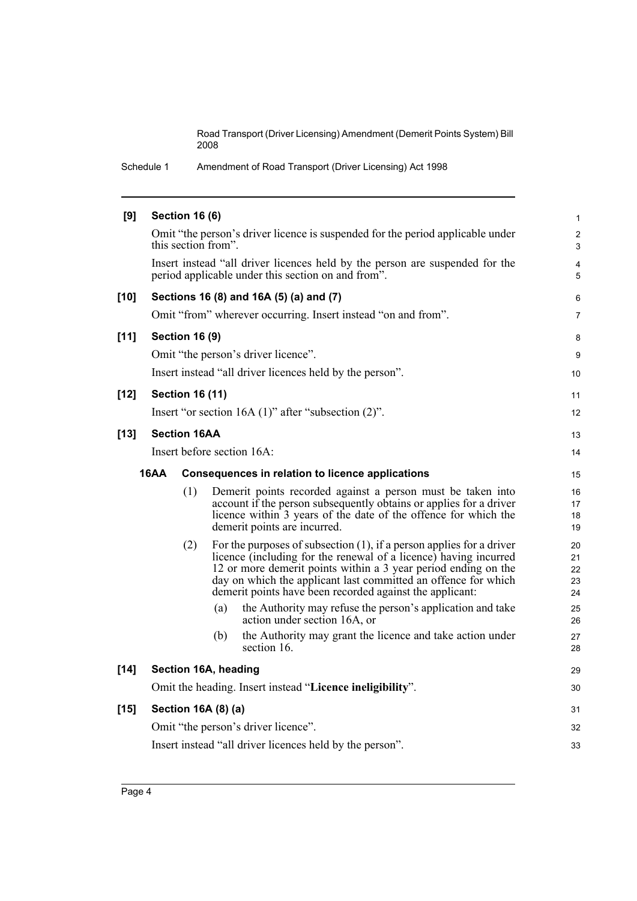**[9] Section 16 (6)**

Omit "the person's driver licence is suspended for the period applicable under this section from".

Insert instead "all driver licences held by the person are suspended for the period applicable under this section on and from".

**[10] Sections 16 (8) and 16A (5) (a) and (7)**

Omit "from" wherever occurring. Insert instead "on and from".

**[11] Section 16 (9)**

Omit "the person's driver licence".

Insert instead "all driver licences held by the person".

**[12] Section 16 (11)**

Insert "or section 16A (1)" after "subsection (2)".

**[13] Section 16AA**

Insert before section 16A:

**16AA Consequences in relation to licence applications**

(1) Demerit points recorded against a person must be taken into account if the person subsequently obtains or applies for a driver licence within 3 years of the date of the offence for which the demerit points are incurred.

(2) For the purposes of subsection (1), if a person applies for a driver licence (including for the renewal of a licence) having incurred 12 or more demerit points within a 3 year period ending on the day on which the applicant last committed an offence for which demerit points have been recorded against the applicant:

(a) the Authority may refuse the person's application and take action under section 16A, or

(b) the Authority may grant the licence and take action under section 16.

**[14] Section 16A, heading**

Omit the heading. Insert instead "**Licence ineligibility**".

**[15] Section 16A (8) (a)**

Omit "the person's driver licence".

Insert instead "all driver licences held by the person".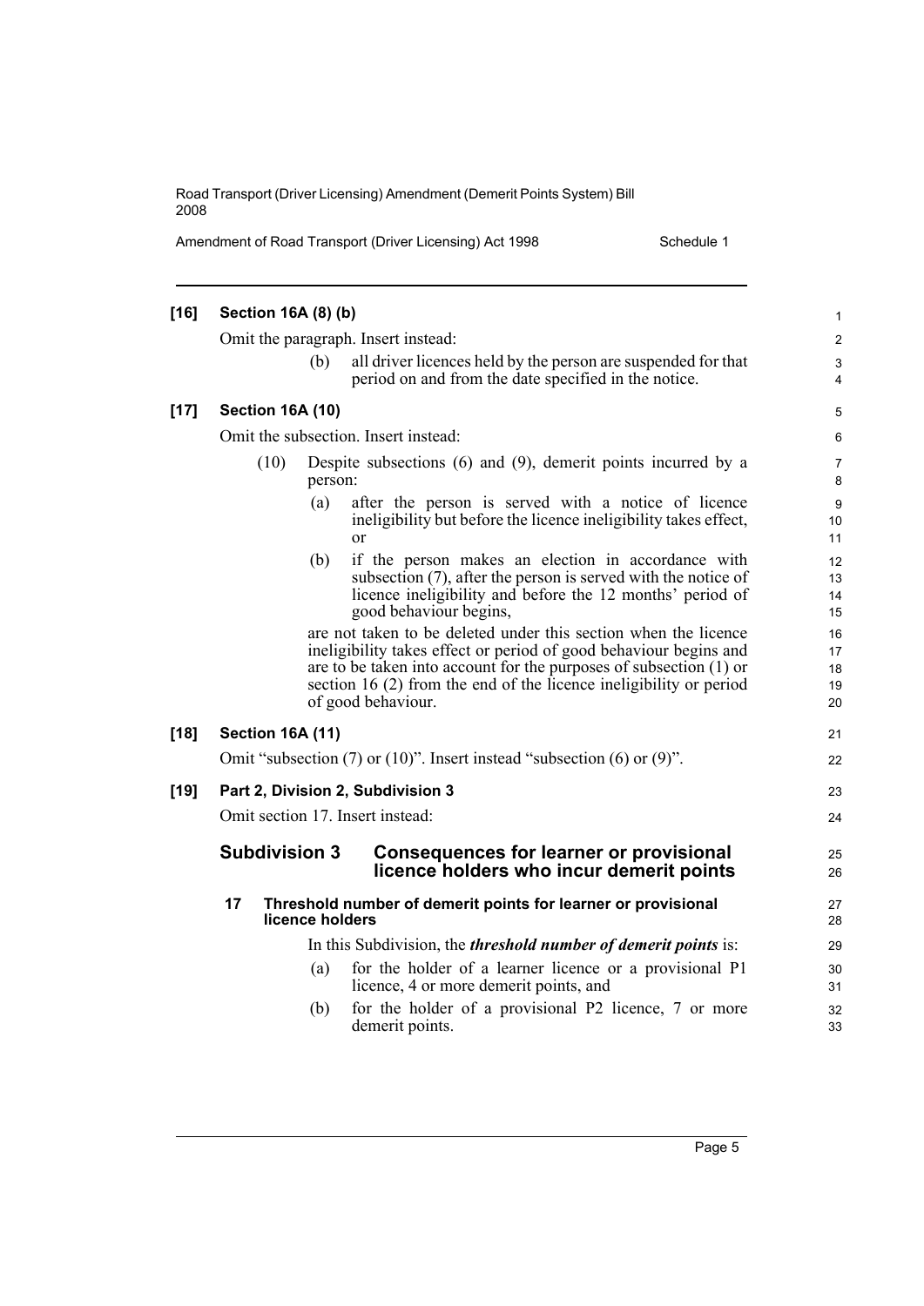**[16] Section 16A (8) (b)**

Omit the paragraph. Insert instead:

> (b) all driver licences held by the person are suspended for that period on and from the date specified in the notice.

**[17] Section 16A (10)**

Omit the subsection. Insert instead:

> (10) Despite subsections (6) and (9), demerit points incurred by a person:
>
> (a) after the person is served with a notice of licence ineligibility but before the licence ineligibility takes effect, or
>
> (b) if the person makes an election in accordance with subsection (7), after the person is served with the notice of licence ineligibility and before the 12 months' period of good behaviour begins,
>
> are not taken to be deleted under this section when the licence ineligibility takes effect or period of good behaviour begins and are to be taken into account for the purposes of subsection (1) or section 16 (2) from the end of the licence ineligibility or period of good behaviour.

**[18] Section 16A (11)**

Omit "subsection (7) or (10)". Insert instead "subsection (6) or (9)".

**[19] Part 2, Division 2, Subdivision 3**

Omit section 17. Insert instead:

## Subdivision 3 Consequences for learner or provisional licence holders who incur demerit points

### 17 Threshold number of demerit points for learner or provisional licence holders

In this Subdivision, the ***threshold number of demerit points*** is:

(a) for the holder of a learner licence or a provisional P1 licence, 4 or more demerit points, and

(b) for the holder of a provisional P2 licence, 7 or more demerit points.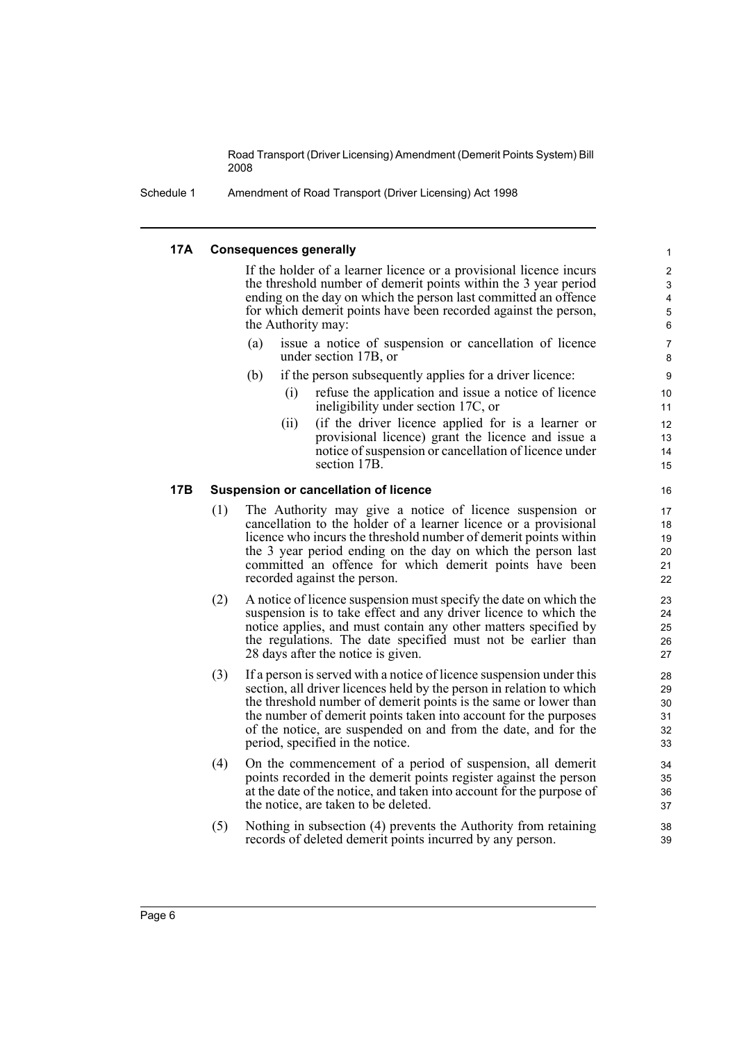### 17A Consequences generally

If the holder of a learner licence or a provisional licence incurs the threshold number of demerit points within the 3 year period ending on the day on which the person last committed an offence for which demerit points have been recorded against the person, the Authority may:

- (a) issue a notice of suspension or cancellation of licence under section 17B, or
- (b) if the person subsequently applies for a driver licence:
  - (i) refuse the application and issue a notice of licence ineligibility under section 17C, or
  - (ii) (if the driver licence applied for is a learner or provisional licence) grant the licence and issue a notice of suspension or cancellation of licence under section 17B.

### 17B Suspension or cancellation of licence

(1) The Authority may give a notice of licence suspension or cancellation to the holder of a learner licence or a provisional licence who incurs the threshold number of demerit points within the 3 year period ending on the day on which the person last committed an offence for which demerit points have been recorded against the person.

(2) A notice of licence suspension must specify the date on which the suspension is to take effect and any driver licence to which the notice applies, and must contain any other matters specified by the regulations. The date specified must not be earlier than 28 days after the notice is given.

(3) If a person is served with a notice of licence suspension under this section, all driver licences held by the person in relation to which the threshold number of demerit points is the same or lower than the number of demerit points taken into account for the purposes of the notice, are suspended on and from the date, and for the period, specified in the notice.

(4) On the commencement of a period of suspension, all demerit points recorded in the demerit points register against the person at the date of the notice, and taken into account for the purpose of the notice, are taken to be deleted.

(5) Nothing in subsection (4) prevents the Authority from retaining records of deleted demerit points incurred by any person.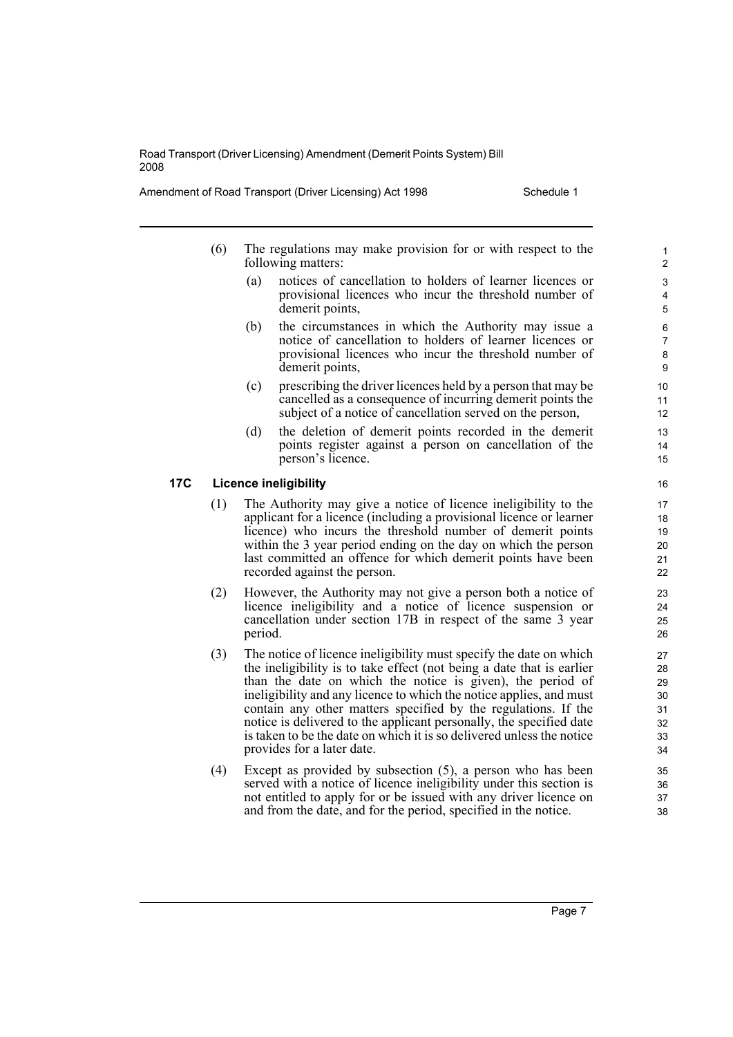(6) The regulations may make provision for or with respect to the following matters:

(a) notices of cancellation to holders of learner licences or provisional licences who incur the threshold number of demerit points,

(b) the circumstances in which the Authority may issue a notice of cancellation to holders of learner licences or provisional licences who incur the threshold number of demerit points,

(c) prescribing the driver licences held by a person that may be cancelled as a consequence of incurring demerit points the subject of a notice of cancellation served on the person,

(d) the deletion of demerit points recorded in the demerit points register against a person on cancellation of the person's licence.

### 17C Licence ineligibility

(1) The Authority may give a notice of licence ineligibility to the applicant for a licence (including a provisional licence or learner licence) who incurs the threshold number of demerit points within the 3 year period ending on the day on which the person last committed an offence for which demerit points have been recorded against the person.

(2) However, the Authority may not give a person both a notice of licence ineligibility and a notice of licence suspension or cancellation under section 17B in respect of the same 3 year period.

(3) The notice of licence ineligibility must specify the date on which the ineligibility is to take effect (not being a date that is earlier than the date on which the notice is given), the period of ineligibility and any licence to which the notice applies, and must contain any other matters specified by the regulations. If the notice is delivered to the applicant personally, the specified date is taken to be the date on which it is so delivered unless the notice provides for a later date.

(4) Except as provided by subsection (5), a person who has been served with a notice of licence ineligibility under this section is not entitled to apply for or be issued with any driver licence on and from the date, and for the period, specified in the notice.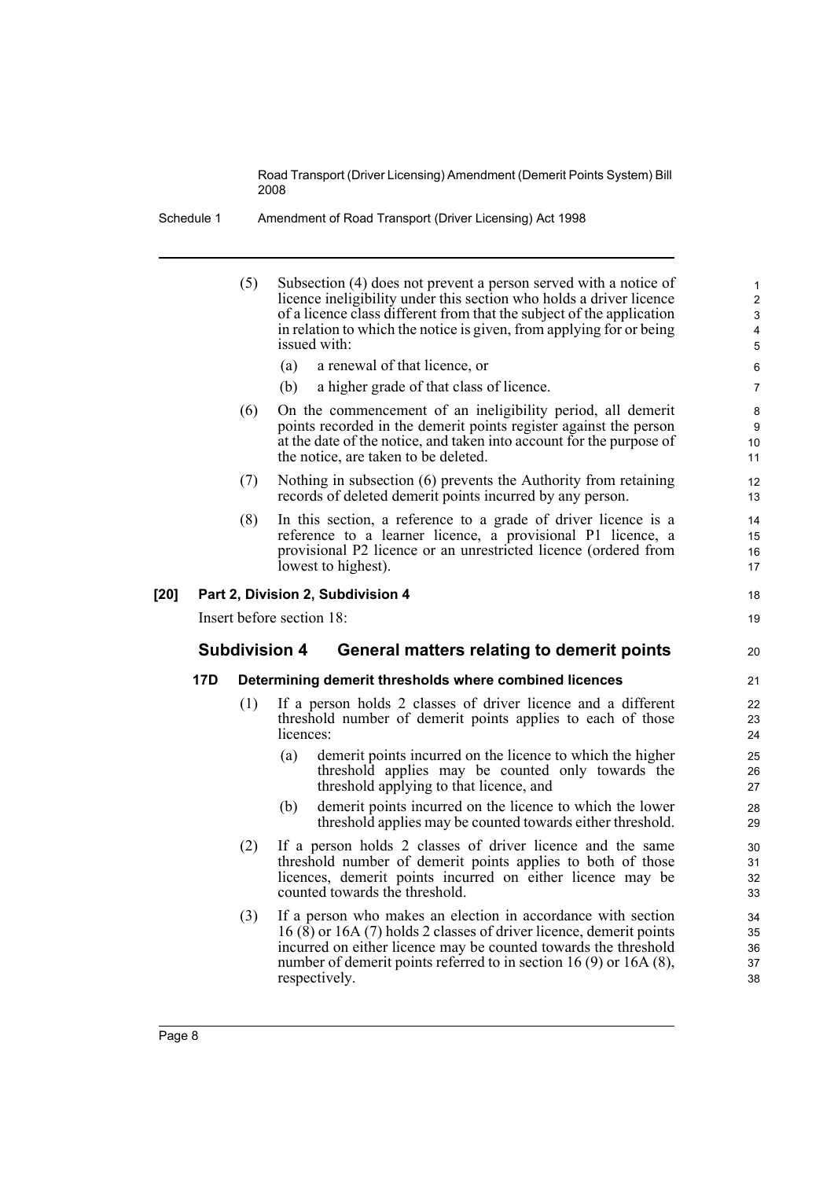(5) Subsection (4) does not prevent a person served with a notice of licence ineligibility under this section who holds a driver licence of a licence class different from that the subject of the application in relation to which the notice is given, from applying for or being issued with:

(a) a renewal of that licence, or

(b) a higher grade of that class of licence.

(6) On the commencement of an ineligibility period, all demerit points recorded in the demerit points register against the person at the date of the notice, and taken into account for the purpose of the notice, are taken to be deleted.

(7) Nothing in subsection (6) prevents the Authority from retaining records of deleted demerit points incurred by any person.

(8) In this section, a reference to a grade of driver licence is a reference to a learner licence, a provisional P1 licence, a provisional P2 licence or an unrestricted licence (ordered from lowest to highest).

**[20] Part 2, Division 2, Subdivision 4**

Insert before section 18:

## Subdivision 4 General matters relating to demerit points

### 17D Determining demerit thresholds where combined licences

(1) If a person holds 2 classes of driver licence and a different threshold number of demerit points applies to each of those licences:

(a) demerit points incurred on the licence to which the higher threshold applies may be counted only towards the threshold applying to that licence, and

(b) demerit points incurred on the licence to which the lower threshold applies may be counted towards either threshold.

(2) If a person holds 2 classes of driver licence and the same threshold number of demerit points applies to both of those licences, demerit points incurred on either licence may be counted towards the threshold.

(3) If a person who makes an election in accordance with section 16 (8) or 16A (7) holds 2 classes of driver licence, demerit points incurred on either licence may be counted towards the threshold number of demerit points referred to in section 16 (9) or 16A (8), respectively.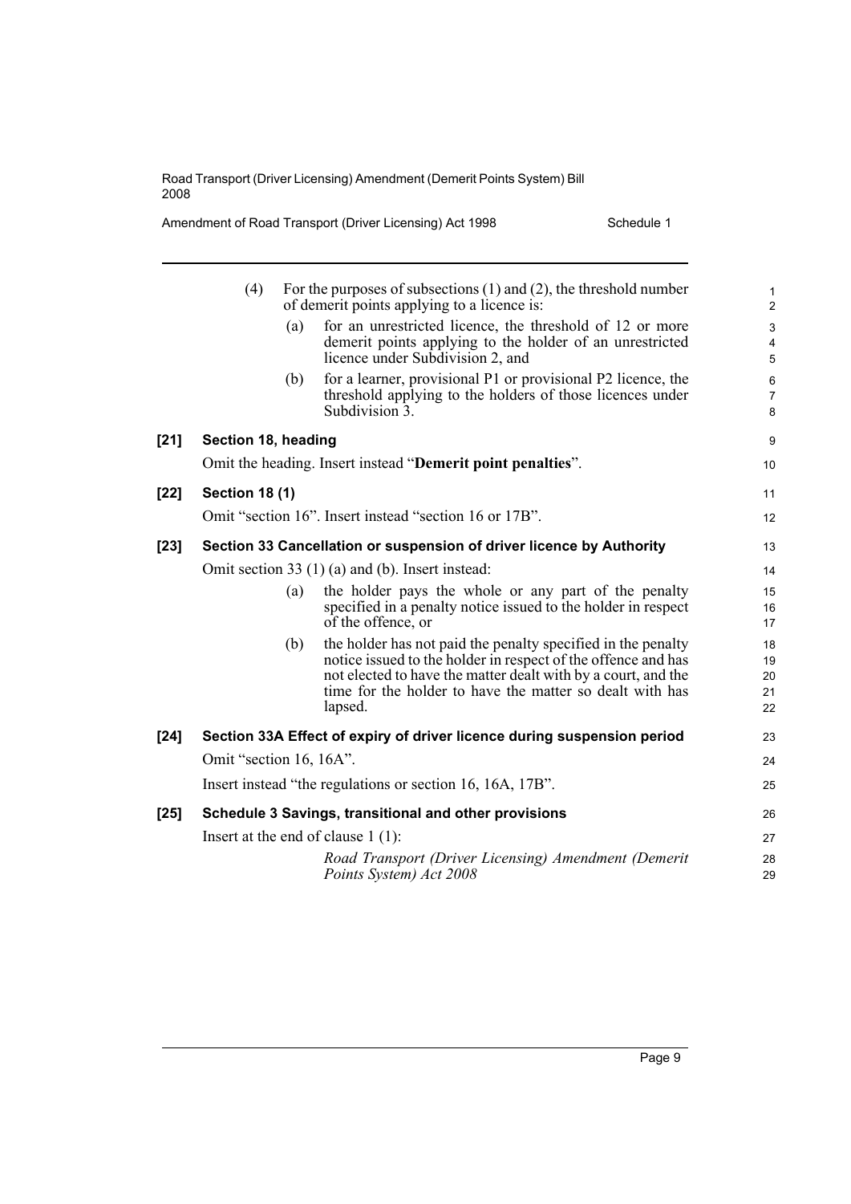(4) For the purposes of subsections (1) and (2), the threshold number of demerit points applying to a licence is:

(a) for an unrestricted licence, the threshold of 12 or more demerit points applying to the holder of an unrestricted licence under Subdivision 2, and

(b) for a learner, provisional P1 or provisional P2 licence, the threshold applying to the holders of those licences under Subdivision 3.

**[21] Section 18, heading**

Omit the heading. Insert instead "**Demerit point penalties**".

**[22] Section 18 (1)**

Omit "section 16". Insert instead "section 16 or 17B".

**[23] Section 33 Cancellation or suspension of driver licence by Authority**

Omit section 33 (1) (a) and (b). Insert instead:

(a) the holder pays the whole or any part of the penalty specified in a penalty notice issued to the holder in respect of the offence, or

(b) the holder has not paid the penalty specified in the penalty notice issued to the holder in respect of the offence and has not elected to have the matter dealt with by a court, and the time for the holder to have the matter so dealt with has lapsed.

**[24] Section 33A Effect of expiry of driver licence during suspension period**

Omit "section 16, 16A".

Insert instead "the regulations or section 16, 16A, 17B".

**[25] Schedule 3 Savings, transitional and other provisions**

Insert at the end of clause 1 (1):

*Road Transport (Driver Licensing) Amendment (Demerit Points System) Act 2008*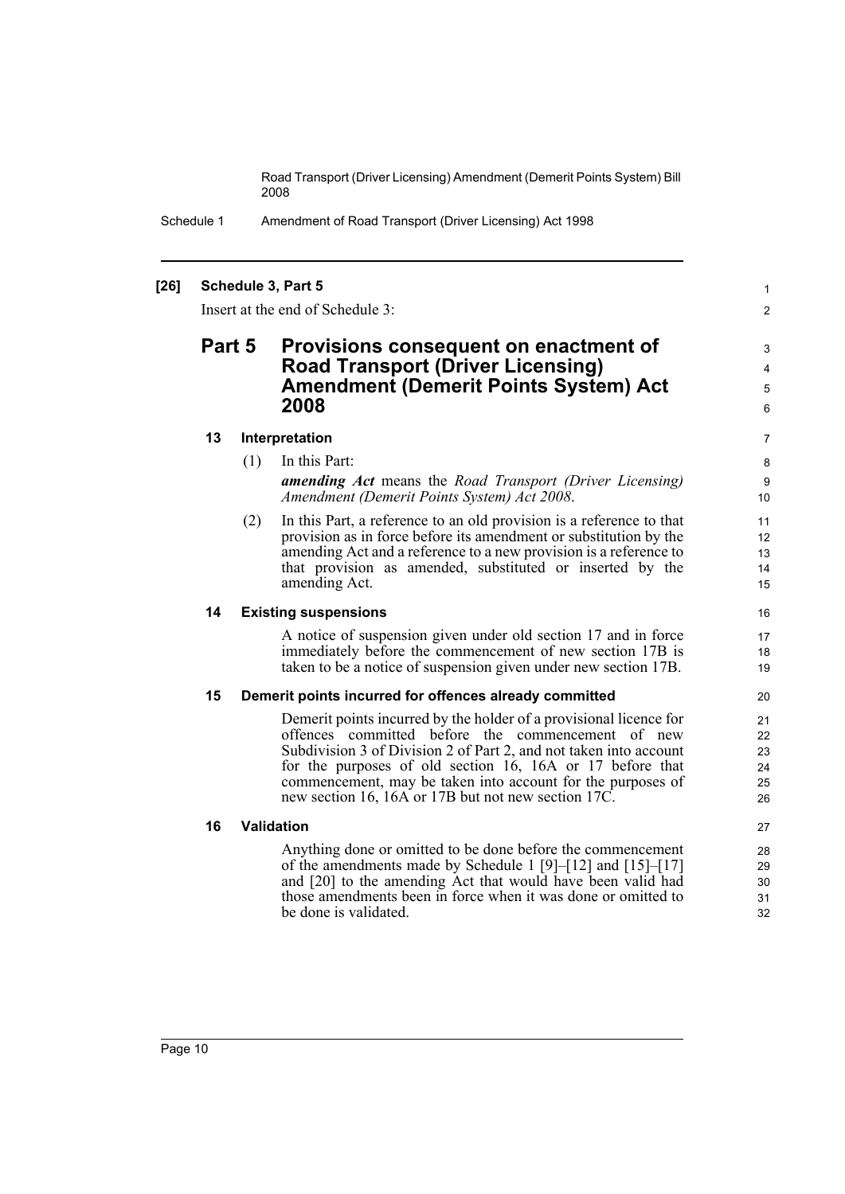**[26] Schedule 3, Part 5**

Insert at the end of Schedule 3:

## Part 5 Provisions consequent on enactment of Road Transport (Driver Licensing) Amendment (Demerit Points System) Act 2008

### 13 Interpretation

(1) In this Part:

***amending Act*** means the *Road Transport (Driver Licensing) Amendment (Demerit Points System) Act 2008*.

(2) In this Part, a reference to an old provision is a reference to that provision as in force before its amendment or substitution by the amending Act and a reference to a new provision is a reference to that provision as amended, substituted or inserted by the amending Act.

### 14 Existing suspensions

A notice of suspension given under old section 17 and in force immediately before the commencement of new section 17B is taken to be a notice of suspension given under new section 17B.

### 15 Demerit points incurred for offences already committed

Demerit points incurred by the holder of a provisional licence for offences committed before the commencement of new Subdivision 3 of Division 2 of Part 2, and not taken into account for the purposes of old section 16, 16A or 17 before that commencement, may be taken into account for the purposes of new section 16, 16A or 17B but not new section 17C.

### 16 Validation

Anything done or omitted to be done before the commencement of the amendments made by Schedule 1 [9]–[12] and [15]–[17] and [20] to the amending Act that would have been valid had those amendments been in force when it was done or omitted to be done is validated.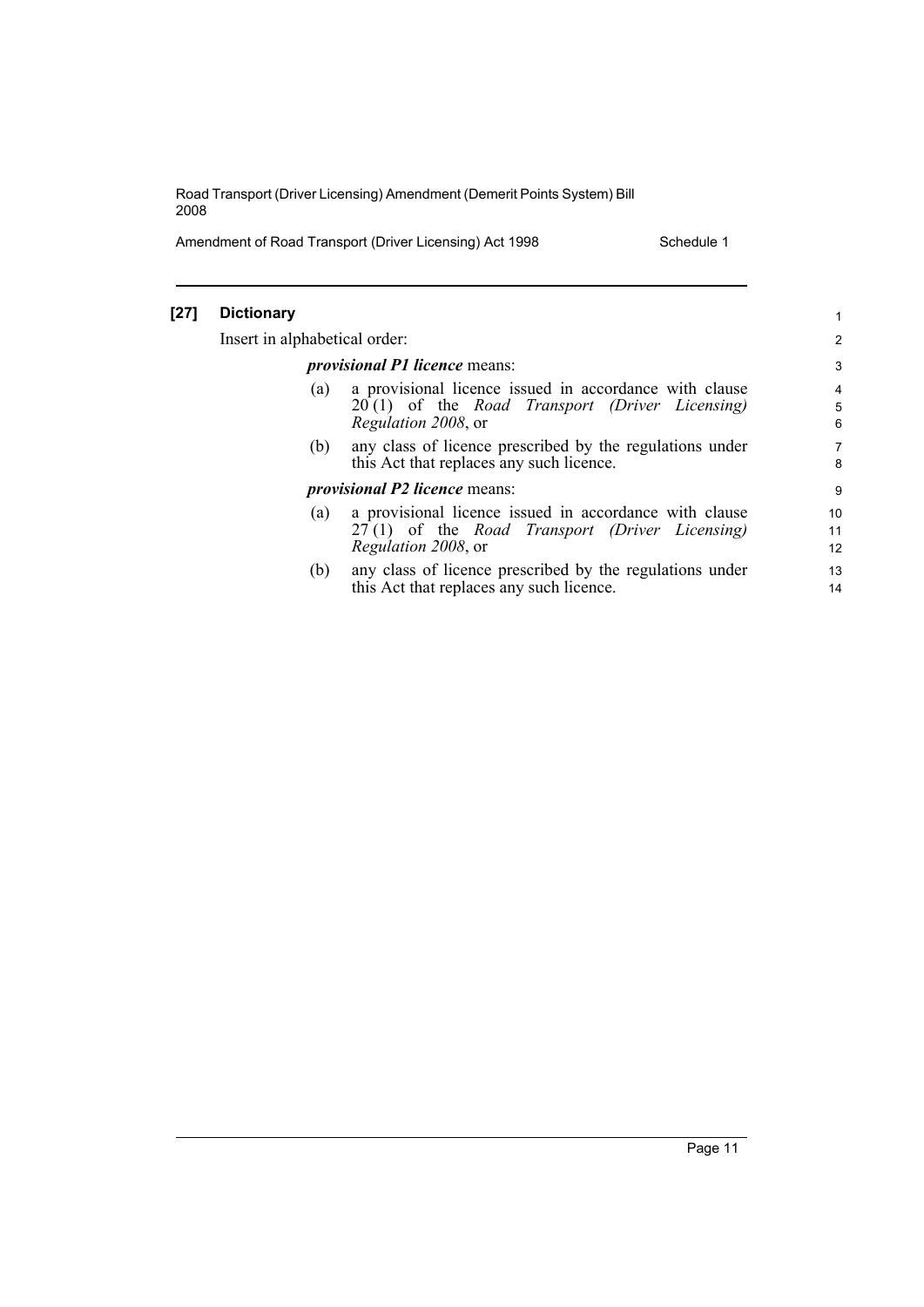### [27] Dictionary

Insert in alphabetical order:

***provisional P1 licence*** means:

(a) a provisional licence issued in accordance with clause 20 (1) of the *Road Transport (Driver Licensing) Regulation 2008*, or

(b) any class of licence prescribed by the regulations under this Act that replaces any such licence.

***provisional P2 licence*** means:

(a) a provisional licence issued in accordance with clause 27 (1) of the *Road Transport (Driver Licensing) Regulation 2008*, or

(b) any class of licence prescribed by the regulations under this Act that replaces any such licence.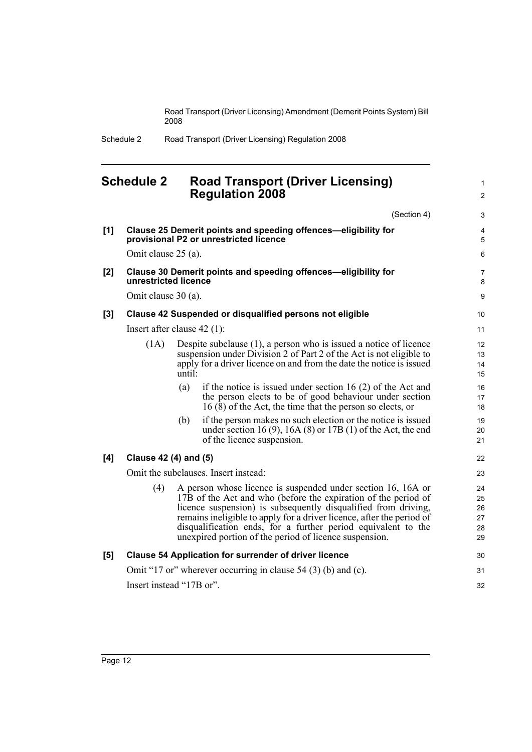# Schedule 2 Road Transport (Driver Licensing) Regulation 2008

(Section 4)

**[1] Clause 25 Demerit points and speeding offences—eligibility for provisional P2 or unrestricted licence**

Omit clause 25 (a).

**[2] Clause 30 Demerit points and speeding offences—eligibility for unrestricted licence**

Omit clause 30 (a).

**[3] Clause 42 Suspended or disqualified persons not eligible**

Insert after clause 42 (1):

(1A) Despite subclause (1), a person who is issued a notice of licence suspension under Division 2 of Part 2 of the Act is not eligible to apply for a driver licence on and from the date the notice is issued until:

(a) if the notice is issued under section 16 (2) of the Act and the person elects to be of good behaviour under section 16 (8) of the Act, the time that the person so elects, or

(b) if the person makes no such election or the notice is issued under section 16 (9), 16A (8) or 17B (1) of the Act, the end of the licence suspension.

**[4] Clause 42 (4) and (5)**

Omit the subclauses. Insert instead:

(4) A person whose licence is suspended under section 16, 16A or 17B of the Act and who (before the expiration of the period of licence suspension) is subsequently disqualified from driving, remains ineligible to apply for a driver licence, after the period of disqualification ends, for a further period equivalent to the unexpired portion of the period of licence suspension.

**[5] Clause 54 Application for surrender of driver licence**

Omit "17 or" wherever occurring in clause 54 (3) (b) and (c).

Insert instead "17B or".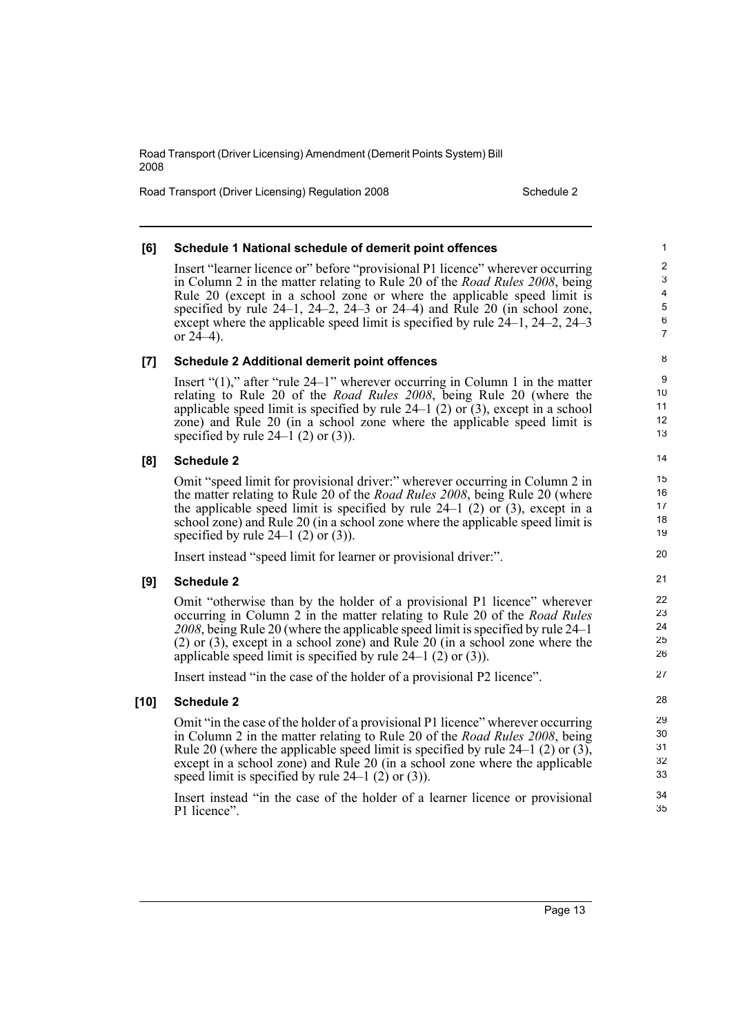**[6] Schedule 1 National schedule of demerit point offences**

Insert "learner licence or" before "provisional P1 licence" wherever occurring in Column 2 in the matter relating to Rule 20 of the *Road Rules 2008*, being Rule 20 (except in a school zone or where the applicable speed limit is specified by rule 24–1, 24–2, 24–3 or 24–4) and Rule 20 (in school zone, except where the applicable speed limit is specified by rule 24–1, 24–2, 24–3 or 24–4).

**[7] Schedule 2 Additional demerit point offences**

Insert "(1)," after "rule 24–1" wherever occurring in Column 1 in the matter relating to Rule 20 of the *Road Rules 2008*, being Rule 20 (where the applicable speed limit is specified by rule 24–1 (2) or (3), except in a school zone) and Rule 20 (in a school zone where the applicable speed limit is specified by rule 24–1 (2) or (3)).

**[8] Schedule 2**

Omit "speed limit for provisional driver:" wherever occurring in Column 2 in the matter relating to Rule 20 of the *Road Rules 2008*, being Rule 20 (where the applicable speed limit is specified by rule 24–1 (2) or (3), except in a school zone) and Rule 20 (in a school zone where the applicable speed limit is specified by rule 24–1 (2) or (3)).

Insert instead "speed limit for learner or provisional driver:".

**[9] Schedule 2**

Omit "otherwise than by the holder of a provisional P1 licence" wherever occurring in Column 2 in the matter relating to Rule 20 of the *Road Rules 2008*, being Rule 20 (where the applicable speed limit is specified by rule 24–1 (2) or (3), except in a school zone) and Rule 20 (in a school zone where the applicable speed limit is specified by rule 24–1 (2) or (3)).

Insert instead "in the case of the holder of a provisional P2 licence".

**[10] Schedule 2**

Omit "in the case of the holder of a provisional P1 licence" wherever occurring in Column 2 in the matter relating to Rule 20 of the *Road Rules 2008*, being Rule 20 (where the applicable speed limit is specified by rule 24–1 (2) or (3), except in a school zone) and Rule 20 (in a school zone where the applicable speed limit is specified by rule 24–1 (2) or (3)).

Insert instead "in the case of the holder of a learner licence or provisional P1 licence".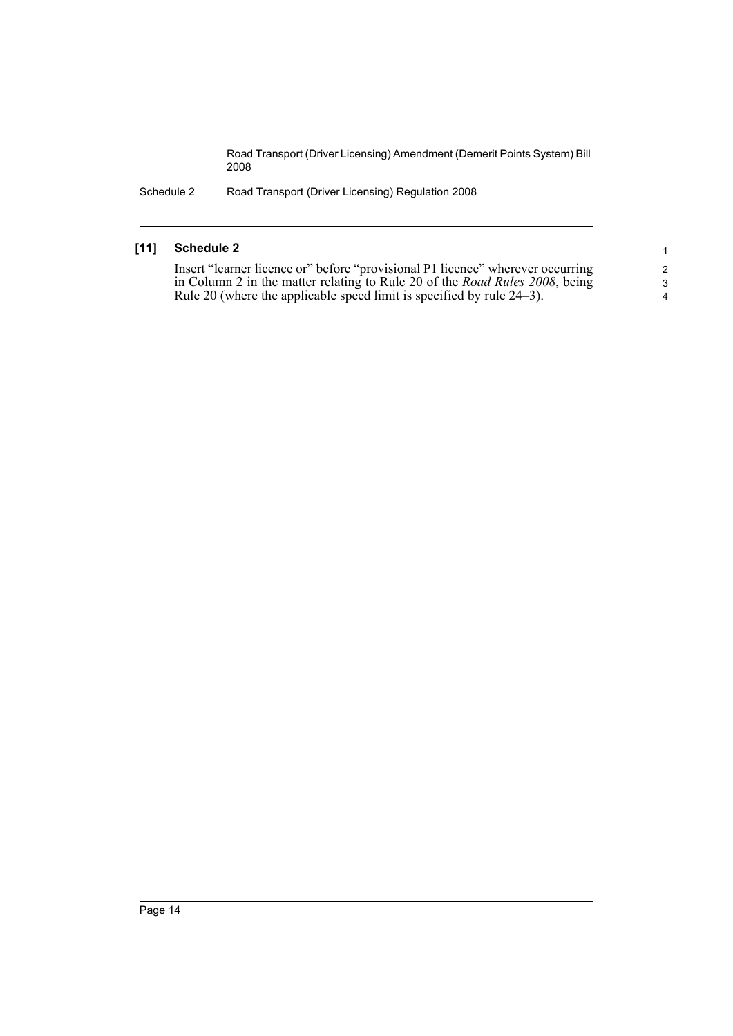### [11] Schedule 2

Insert "learner licence or" before "provisional P1 licence" wherever occurring in Column 2 in the matter relating to Rule 20 of the *Road Rules 2008*, being Rule 20 (where the applicable speed limit is specified by rule 24–3).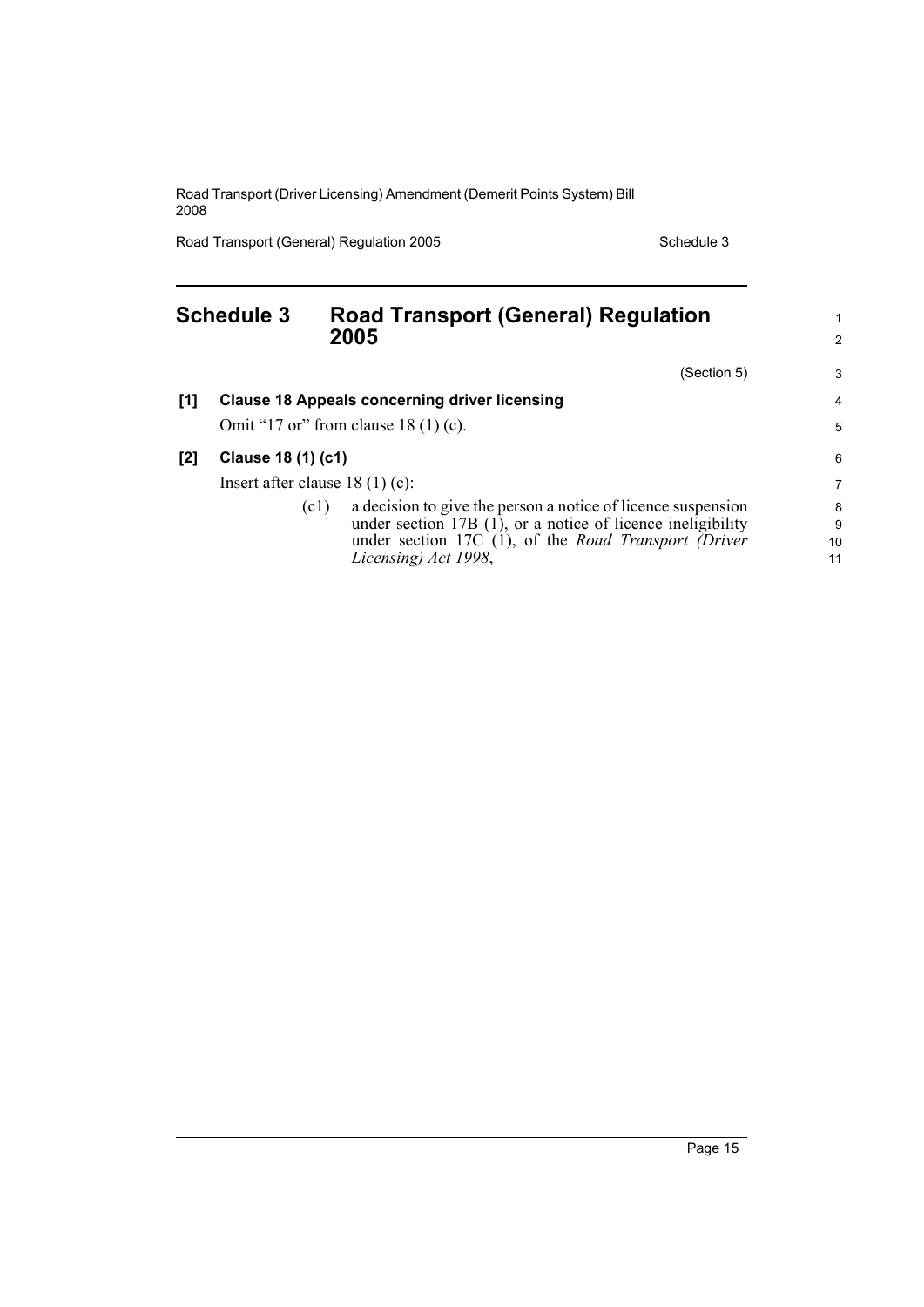## Schedule 3 Road Transport (General) Regulation 2005

(Section 5)

**[1] Clause 18 Appeals concerning driver licensing**

Omit "17 or" from clause 18 (1) (c).

**[2] Clause 18 (1) (c1)**

Insert after clause 18 (1) (c):

(c1) a decision to give the person a notice of licence suspension under section 17B (1), or a notice of licence ineligibility under section 17C (1), of the *Road Transport (Driver Licensing) Act 1998*,